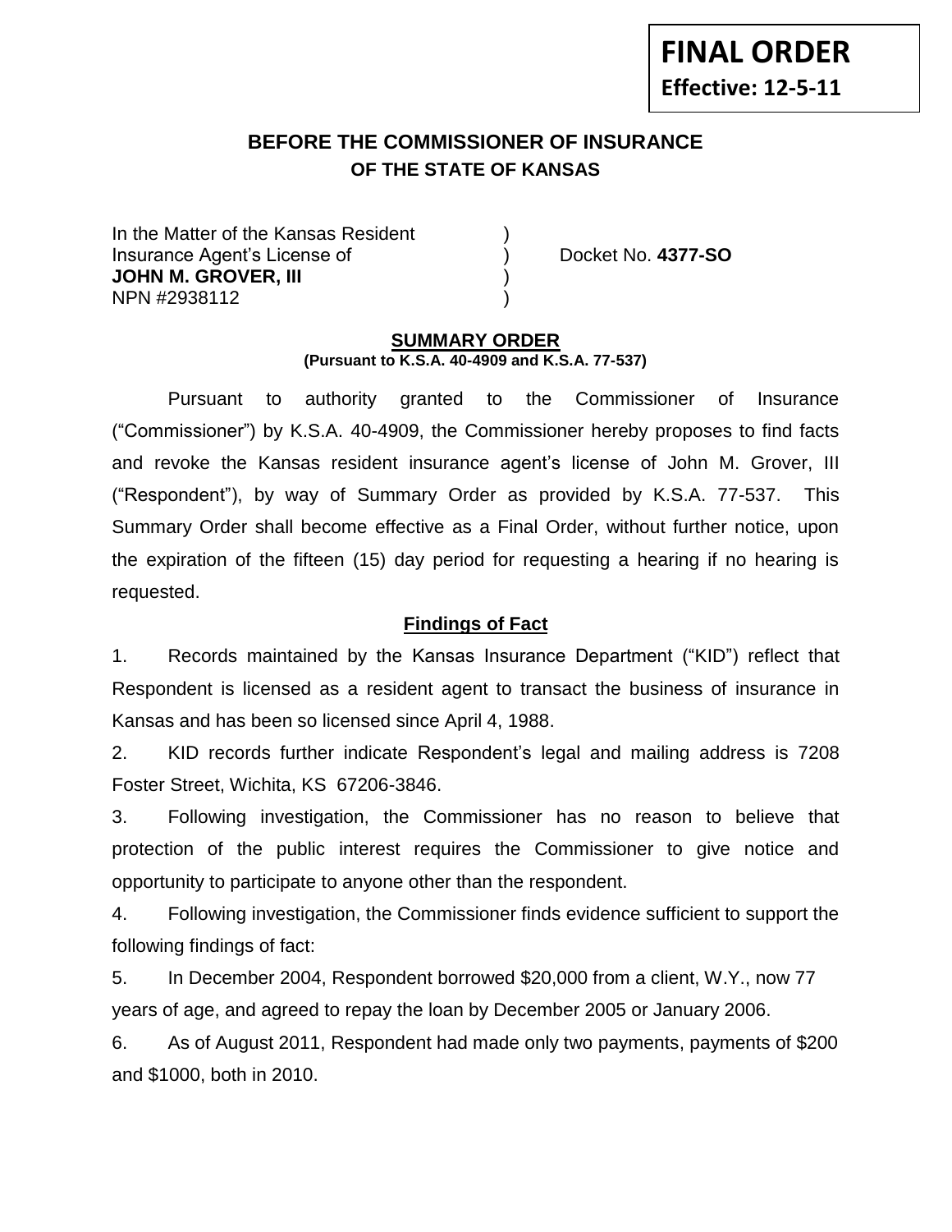**FINAL ORDER**
**Effective: 12-5-11**

## BEFORE THE COMMISSIONER OF INSURANCE
## OF THE STATE OF KANSAS

In the Matter of the Kansas Resident )
Insurance Agent's License of ) Docket No. **4377-SO**
**JOHN M. GROVER, III** )
NPN #2938112 )

### SUMMARY ORDER
**(Pursuant to K.S.A. 40-4909 and K.S.A. 77-537)**

Pursuant to authority granted to the Commissioner of Insurance ("Commissioner") by K.S.A. 40-4909, the Commissioner hereby proposes to find facts and revoke the Kansas resident insurance agent's license of John M. Grover, III ("Respondent"), by way of Summary Order as provided by K.S.A. 77-537. This Summary Order shall become effective as a Final Order, without further notice, upon the expiration of the fifteen (15) day period for requesting a hearing if no hearing is requested.

### Findings of Fact

1. Records maintained by the Kansas Insurance Department ("KID") reflect that Respondent is licensed as a resident agent to transact the business of insurance in Kansas and has been so licensed since April 4, 1988.

2. KID records further indicate Respondent's legal and mailing address is 7208 Foster Street, Wichita, KS 67206-3846.

3. Following investigation, the Commissioner has no reason to believe that protection of the public interest requires the Commissioner to give notice and opportunity to participate to anyone other than the respondent.

4. Following investigation, the Commissioner finds evidence sufficient to support the following findings of fact:

5. In December 2004, Respondent borrowed $20,000 from a client, W.Y., now 77 years of age, and agreed to repay the loan by December 2005 or January 2006.

6. As of August 2011, Respondent had made only two payments, payments of $200 and $1000, both in 2010.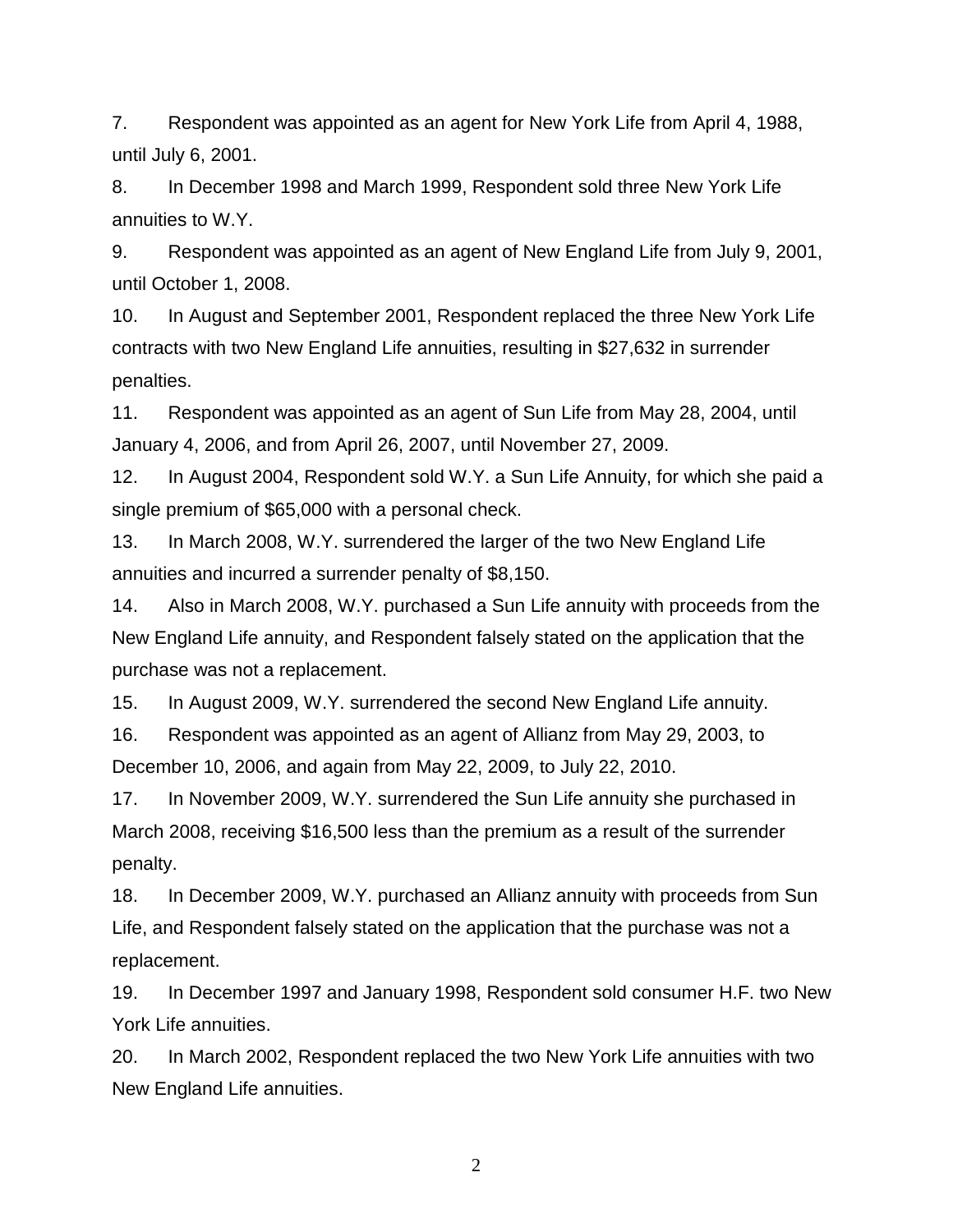7. Respondent was appointed as an agent for New York Life from April 4, 1988, until July 6, 2001.

8. In December 1998 and March 1999, Respondent sold three New York Life annuities to W.Y.

9. Respondent was appointed as an agent of New England Life from July 9, 2001, until October 1, 2008.

10. In August and September 2001, Respondent replaced the three New York Life contracts with two New England Life annuities, resulting in $27,632 in surrender penalties.

11. Respondent was appointed as an agent of Sun Life from May 28, 2004, until January 4, 2006, and from April 26, 2007, until November 27, 2009.

12. In August 2004, Respondent sold W.Y. a Sun Life Annuity, for which she paid a single premium of $65,000 with a personal check.

13. In March 2008, W.Y. surrendered the larger of the two New England Life annuities and incurred a surrender penalty of $8,150.

14. Also in March 2008, W.Y. purchased a Sun Life annuity with proceeds from the New England Life annuity, and Respondent falsely stated on the application that the purchase was not a replacement.

15. In August 2009, W.Y. surrendered the second New England Life annuity.

16. Respondent was appointed as an agent of Allianz from May 29, 2003, to December 10, 2006, and again from May 22, 2009, to July 22, 2010.

17. In November 2009, W.Y. surrendered the Sun Life annuity she purchased in March 2008, receiving $16,500 less than the premium as a result of the surrender penalty.

18. In December 2009, W.Y. purchased an Allianz annuity with proceeds from Sun Life, and Respondent falsely stated on the application that the purchase was not a replacement.

19. In December 1997 and January 1998, Respondent sold consumer H.F. two New York Life annuities.

20. In March 2002, Respondent replaced the two New York Life annuities with two New England Life annuities.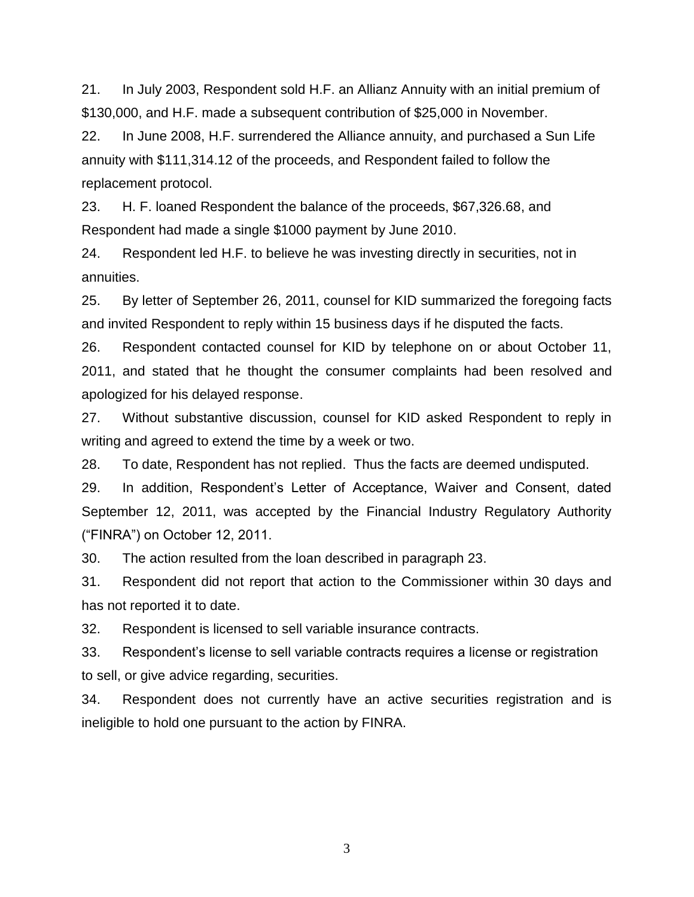21. In July 2003, Respondent sold H.F. an Allianz Annuity with an initial premium of $130,000, and H.F. made a subsequent contribution of $25,000 in November.

22. In June 2008, H.F. surrendered the Alliance annuity, and purchased a Sun Life annuity with $111,314.12 of the proceeds, and Respondent failed to follow the replacement protocol.

23. H. F. loaned Respondent the balance of the proceeds, $67,326.68, and Respondent had made a single $1000 payment by June 2010.

24. Respondent led H.F. to believe he was investing directly in securities, not in annuities.

25. By letter of September 26, 2011, counsel for KID summarized the foregoing facts and invited Respondent to reply within 15 business days if he disputed the facts.

26. Respondent contacted counsel for KID by telephone on or about October 11, 2011, and stated that he thought the consumer complaints had been resolved and apologized for his delayed response.

27. Without substantive discussion, counsel for KID asked Respondent to reply in writing and agreed to extend the time by a week or two.

28. To date, Respondent has not replied. Thus the facts are deemed undisputed.

29. In addition, Respondent's Letter of Acceptance, Waiver and Consent, dated September 12, 2011, was accepted by the Financial Industry Regulatory Authority ("FINRA") on October 12, 2011.

30. The action resulted from the loan described in paragraph 23.

31. Respondent did not report that action to the Commissioner within 30 days and has not reported it to date.

32. Respondent is licensed to sell variable insurance contracts.

33. Respondent's license to sell variable contracts requires a license or registration to sell, or give advice regarding, securities.

34. Respondent does not currently have an active securities registration and is ineligible to hold one pursuant to the action by FINRA.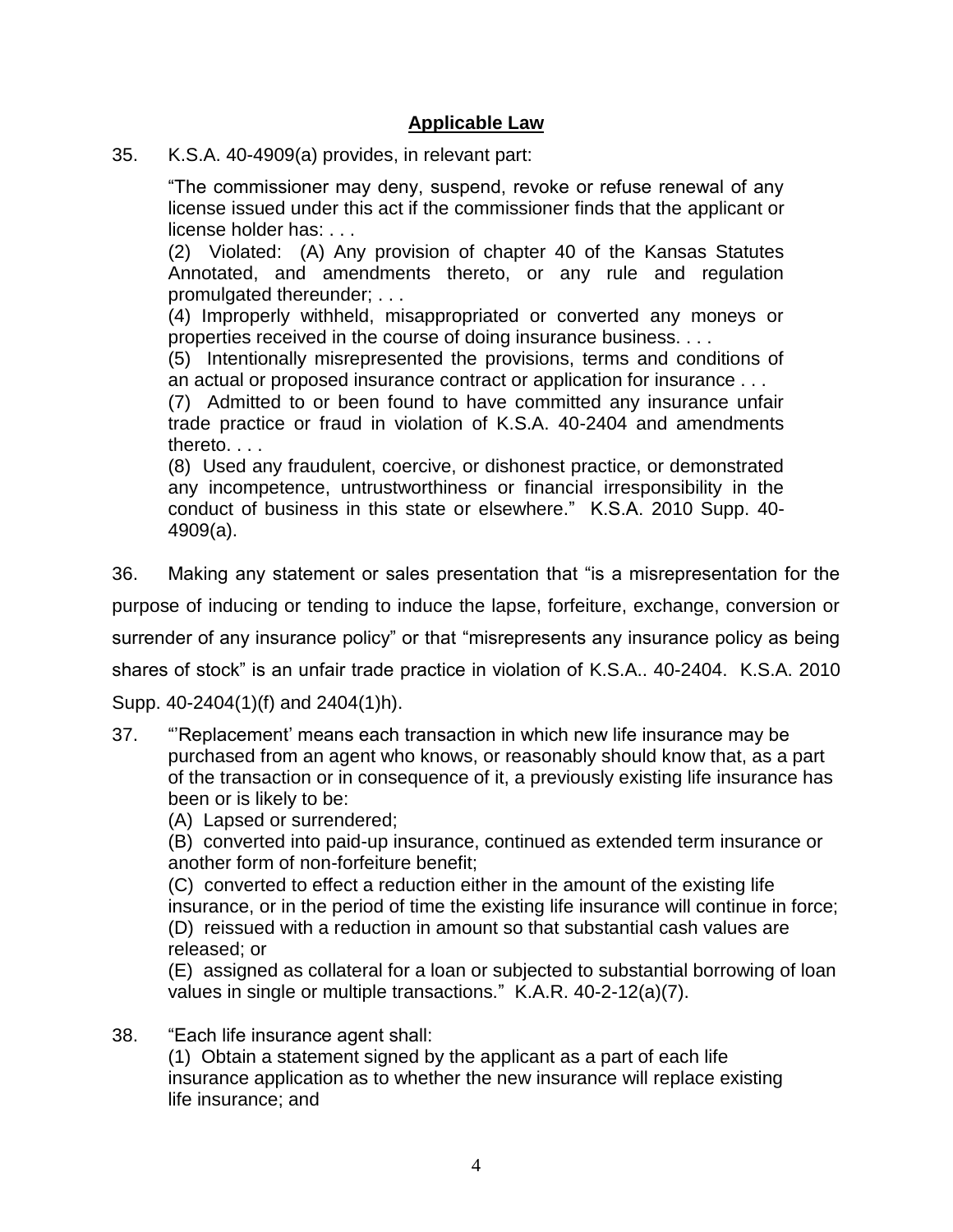## **Applicable Law**

35. K.S.A. 40-4909(a) provides, in relevant part:

> "The commissioner may deny, suspend, revoke or refuse renewal of any license issued under this act if the commissioner finds that the applicant or license holder has: . . .
>
> (2) Violated: (A) Any provision of chapter 40 of the Kansas Statutes Annotated, and amendments thereto, or any rule and regulation promulgated thereunder; . . .
>
> (4) Improperly withheld, misappropriated or converted any moneys or properties received in the course of doing insurance business. . . .
>
> (5) Intentionally misrepresented the provisions, terms and conditions of an actual or proposed insurance contract or application for insurance . . .
>
> (7) Admitted to or been found to have committed any insurance unfair trade practice or fraud in violation of K.S.A. 40-2404 and amendments thereto. . . .
>
> (8) Used any fraudulent, coercive, or dishonest practice, or demonstrated any incompetence, untrustworthiness or financial irresponsibility in the conduct of business in this state or elsewhere." K.S.A. 2010 Supp. 40-4909(a).

36. Making any statement or sales presentation that "is a misrepresentation for the purpose of inducing or tending to induce the lapse, forfeiture, exchange, conversion or surrender of any insurance policy" or that "misrepresents any insurance policy as being shares of stock" is an unfair trade practice in violation of K.S.A.. 40-2404. K.S.A. 2010 Supp. 40-2404(1)(f) and 2404(1)h).

37. "'Replacement' means each transaction in which new life insurance may be purchased from an agent who knows, or reasonably should know that, as a part of the transaction or in consequence of it, a previously existing life insurance has been or is likely to be:

    (A) Lapsed or surrendered;

    (B) converted into paid-up insurance, continued as extended term insurance or another form of non-forfeiture benefit;

    (C) converted to effect a reduction either in the amount of the existing life insurance, or in the period of time the existing life insurance will continue in force;

    (D) reissued with a reduction in amount so that substantial cash values are released; or

    (E) assigned as collateral for a loan or subjected to substantial borrowing of loan values in single or multiple transactions." K.A.R. 40-2-12(a)(7).

38. "Each life insurance agent shall:

    (1) Obtain a statement signed by the applicant as a part of each life insurance application as to whether the new insurance will replace existing life insurance; and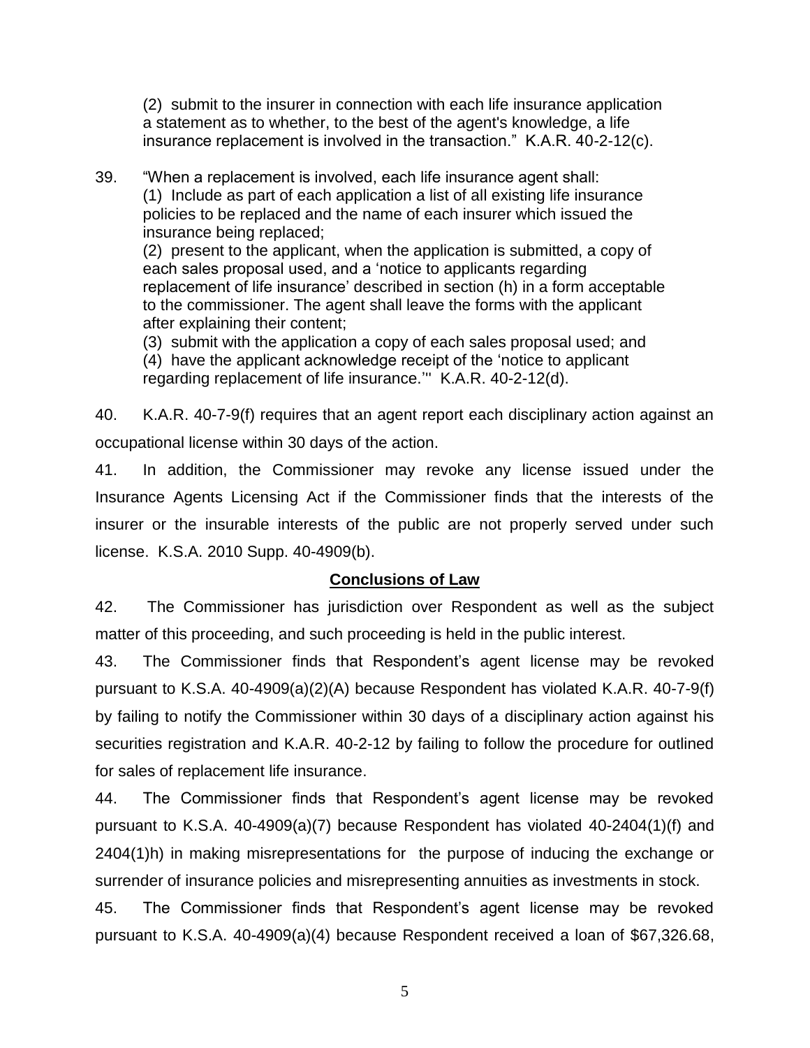(2) submit to the insurer in connection with each life insurance application a statement as to whether, to the best of the agent's knowledge, a life insurance replacement is involved in the transaction." K.A.R. 40-2-12(c).

39. "When a replacement is involved, each life insurance agent shall:
(1) Include as part of each application a list of all existing life insurance policies to be replaced and the name of each insurer which issued the insurance being replaced;
(2) present to the applicant, when the application is submitted, a copy of each sales proposal used, and a 'notice to applicants regarding replacement of life insurance' described in section (h) in a form acceptable to the commissioner. The agent shall leave the forms with the applicant after explaining their content;
(3) submit with the application a copy of each sales proposal used; and
(4) have the applicant acknowledge receipt of the 'notice to applicant regarding replacement of life insurance.'" K.A.R. 40-2-12(d).

40. K.A.R. 40-7-9(f) requires that an agent report each disciplinary action against an occupational license within 30 days of the action.

41. In addition, the Commissioner may revoke any license issued under the Insurance Agents Licensing Act if the Commissioner finds that the interests of the insurer or the insurable interests of the public are not properly served under such license. K.S.A. 2010 Supp. 40-4909(b).

## Conclusions of Law

42. The Commissioner has jurisdiction over Respondent as well as the subject matter of this proceeding, and such proceeding is held in the public interest.

43. The Commissioner finds that Respondent's agent license may be revoked pursuant to K.S.A. 40-4909(a)(2)(A) because Respondent has violated K.A.R. 40-7-9(f) by failing to notify the Commissioner within 30 days of a disciplinary action against his securities registration and K.A.R. 40-2-12 by failing to follow the procedure for outlined for sales of replacement life insurance.

44. The Commissioner finds that Respondent's agent license may be revoked pursuant to K.S.A. 40-4909(a)(7) because Respondent has violated 40-2404(1)(f) and 2404(1)h) in making misrepresentations for the purpose of inducing the exchange or surrender of insurance policies and misrepresenting annuities as investments in stock.

45. The Commissioner finds that Respondent's agent license may be revoked pursuant to K.S.A. 40-4909(a)(4) because Respondent received a loan of $67,326.68,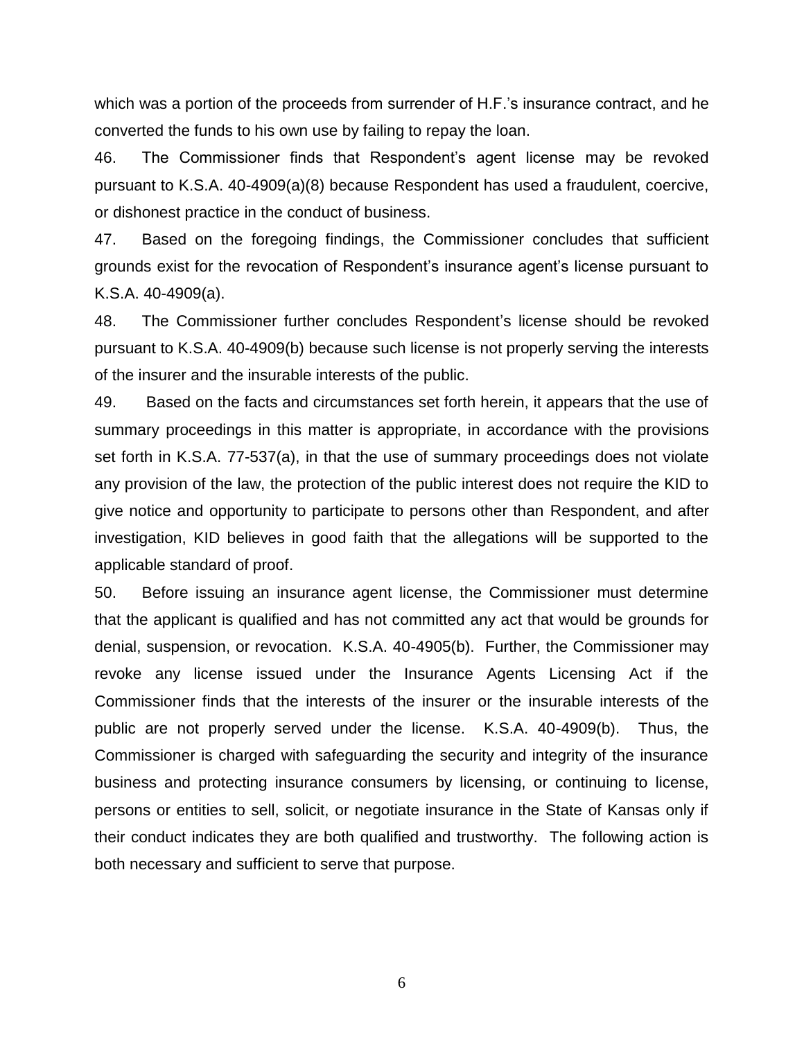which was a portion of the proceeds from surrender of H.F.'s insurance contract, and he converted the funds to his own use by failing to repay the loan.

46. The Commissioner finds that Respondent's agent license may be revoked pursuant to K.S.A. 40-4909(a)(8) because Respondent has used a fraudulent, coercive, or dishonest practice in the conduct of business.

47. Based on the foregoing findings, the Commissioner concludes that sufficient grounds exist for the revocation of Respondent's insurance agent's license pursuant to K.S.A. 40-4909(a).

48. The Commissioner further concludes Respondent's license should be revoked pursuant to K.S.A. 40-4909(b) because such license is not properly serving the interests of the insurer and the insurable interests of the public.

49. Based on the facts and circumstances set forth herein, it appears that the use of summary proceedings in this matter is appropriate, in accordance with the provisions set forth in K.S.A. 77-537(a), in that the use of summary proceedings does not violate any provision of the law, the protection of the public interest does not require the KID to give notice and opportunity to participate to persons other than Respondent, and after investigation, KID believes in good faith that the allegations will be supported to the applicable standard of proof.

50. Before issuing an insurance agent license, the Commissioner must determine that the applicant is qualified and has not committed any act that would be grounds for denial, suspension, or revocation. K.S.A. 40-4905(b). Further, the Commissioner may revoke any license issued under the Insurance Agents Licensing Act if the Commissioner finds that the interests of the insurer or the insurable interests of the public are not properly served under the license. K.S.A. 40-4909(b). Thus, the Commissioner is charged with safeguarding the security and integrity of the insurance business and protecting insurance consumers by licensing, or continuing to license, persons or entities to sell, solicit, or negotiate insurance in the State of Kansas only if their conduct indicates they are both qualified and trustworthy. The following action is both necessary and sufficient to serve that purpose.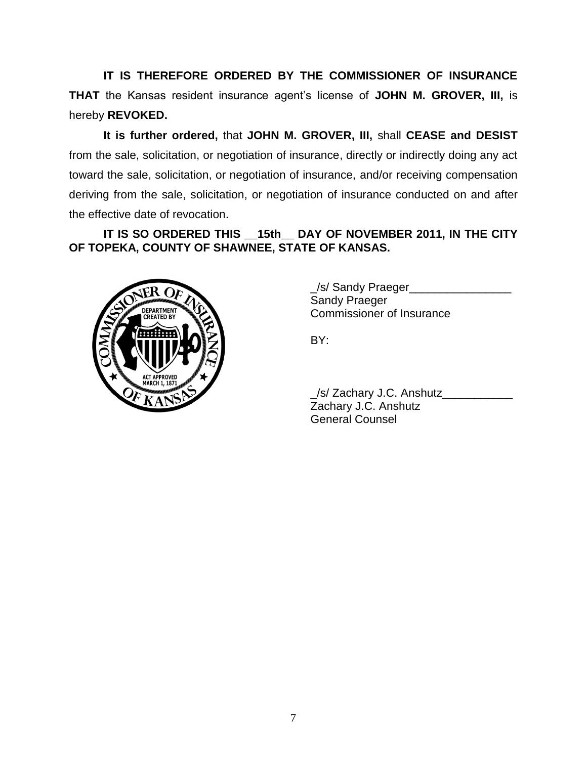**IT IS THEREFORE ORDERED BY THE COMMISSIONER OF INSURANCE THAT** the Kansas resident insurance agent's license of **JOHN M. GROVER, III,** is hereby **REVOKED.**

**It is further ordered,** that **JOHN M. GROVER, III,** shall **CEASE and DESIST** from the sale, solicitation, or negotiation of insurance, directly or indirectly doing any act toward the sale, solicitation, or negotiation of insurance, and/or receiving compensation deriving from the sale, solicitation, or negotiation of insurance conducted on and after the effective date of revocation.

**IT IS SO ORDERED THIS __15th__ DAY OF NOVEMBER 2011, IN THE CITY OF TOPEKA, COUNTY OF SHAWNEE, STATE OF KANSAS.**

_/s/ Sandy Praeger________________
Sandy Praeger
Commissioner of Insurance

BY:

_/s/ Zachary J.C. Anshutz___________
Zachary J.C. Anshutz
General Counsel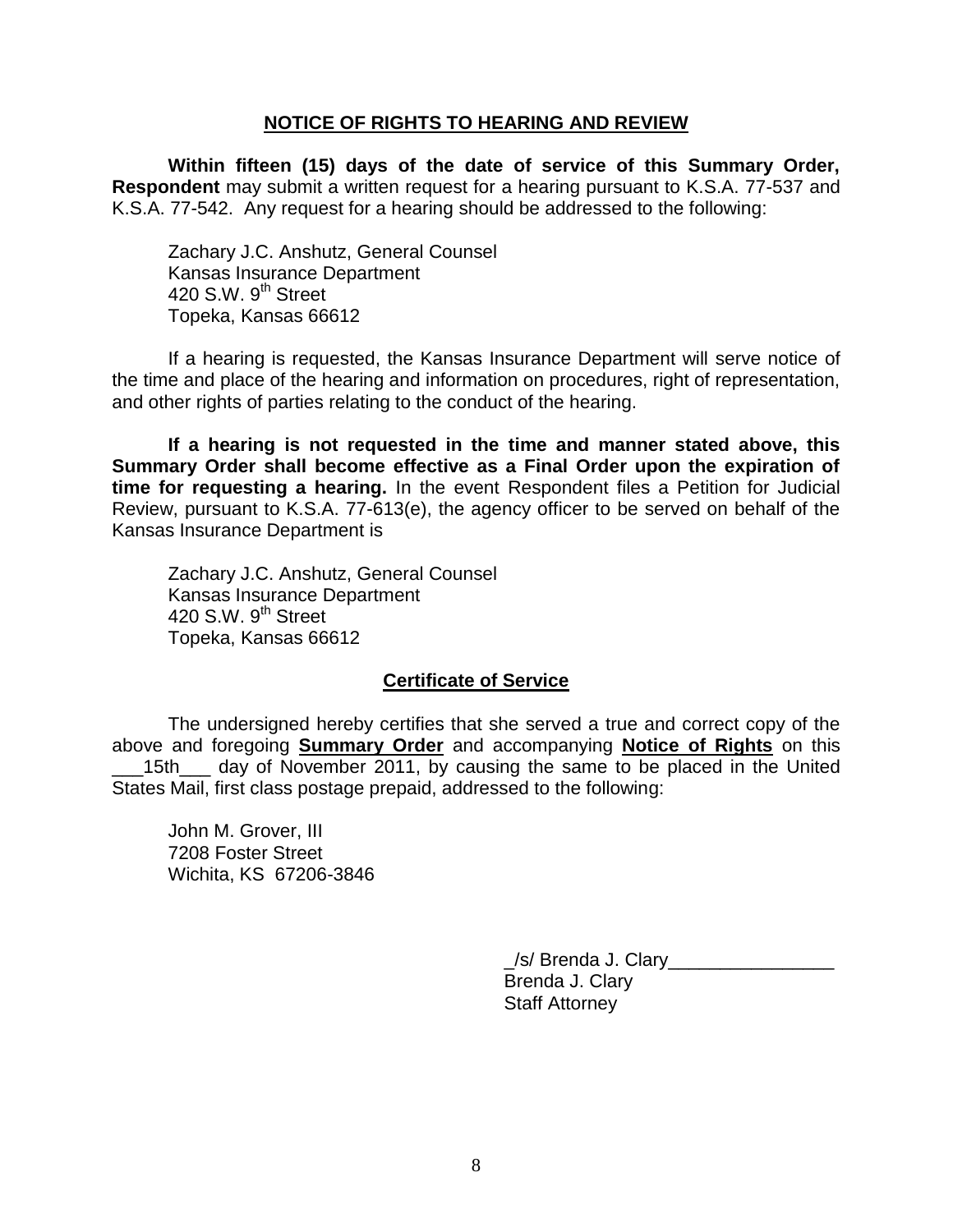## NOTICE OF RIGHTS TO HEARING AND REVIEW

**Within fifteen (15) days of the date of service of this Summary Order, Respondent** may submit a written request for a hearing pursuant to K.S.A. 77-537 and K.S.A. 77-542. Any request for a hearing should be addressed to the following:

Zachary J.C. Anshutz, General Counsel
Kansas Insurance Department
420 S.W. 9th Street
Topeka, Kansas 66612

If a hearing is requested, the Kansas Insurance Department will serve notice of the time and place of the hearing and information on procedures, right of representation, and other rights of parties relating to the conduct of the hearing.

**If a hearing is not requested in the time and manner stated above, this Summary Order shall become effective as a Final Order upon the expiration of time for requesting a hearing.** In the event Respondent files a Petition for Judicial Review, pursuant to K.S.A. 77-613(e), the agency officer to be served on behalf of the Kansas Insurance Department is

Zachary J.C. Anshutz, General Counsel
Kansas Insurance Department
420 S.W. 9th Street
Topeka, Kansas 66612

## Certificate of Service

The undersigned hereby certifies that she served a true and correct copy of the above and foregoing **Summary Order** and accompanying **Notice of Rights** on this ___15th___ day of November 2011, by causing the same to be placed in the United States Mail, first class postage prepaid, addressed to the following:

John M. Grover, III
7208 Foster Street
Wichita, KS 67206-3846

_/s/ Brenda J. Clary________________
Brenda J. Clary
Staff Attorney